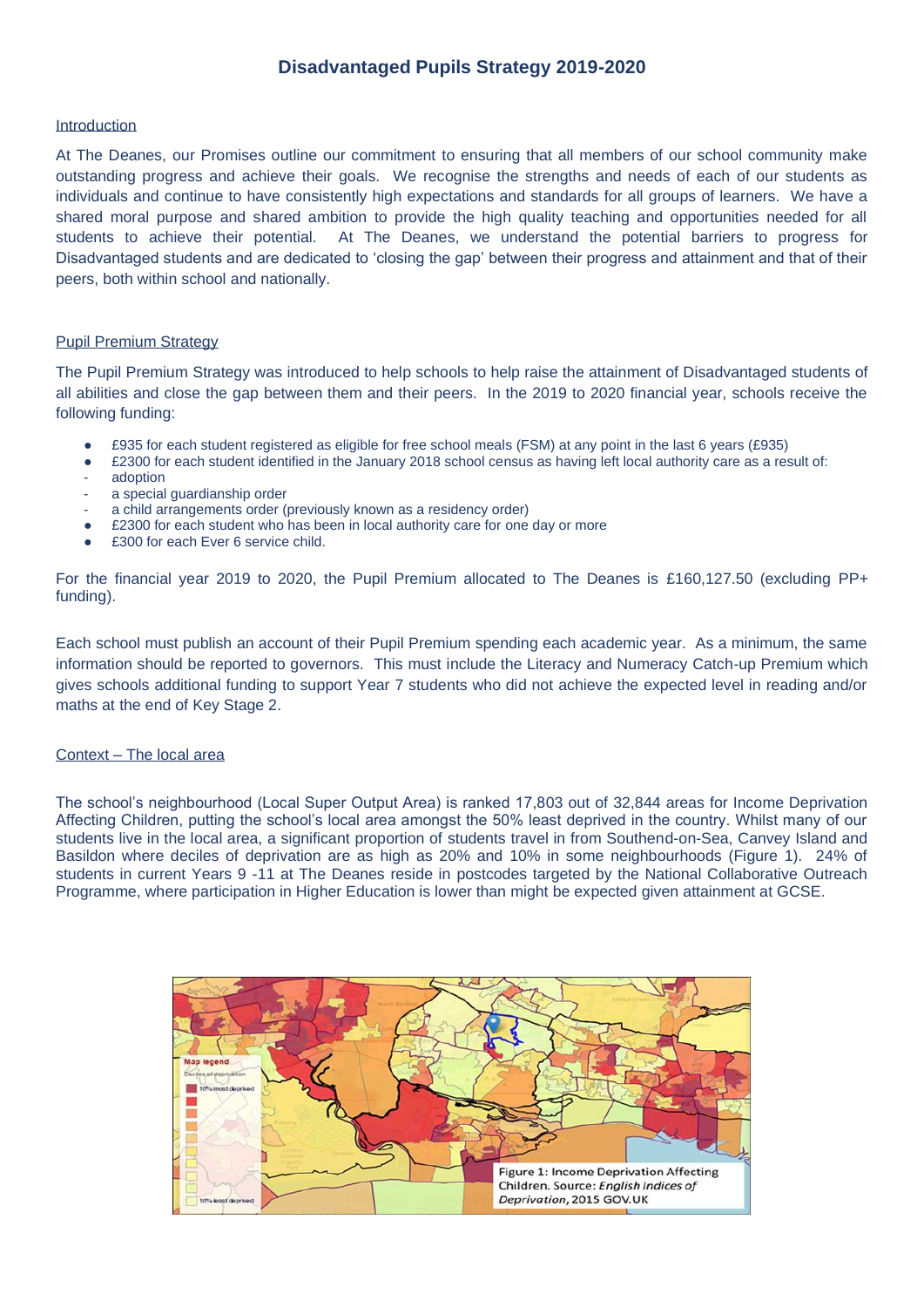# Disadvantaged Pupils Strategy 2019-2020

## Introduction

At The Deanes, our Promises outline our commitment to ensuring that all members of our school community make outstanding progress and achieve their goals. We recognise the strengths and needs of each of our students as individuals and continue to have consistently high expectations and standards for all groups of learners. We have a shared moral purpose and shared ambition to provide the high quality teaching and opportunities needed for all students to achieve their potential. At The Deanes, we understand the potential barriers to progress for Disadvantaged students and are dedicated to 'closing the gap' between their progress and attainment and that of their peers, both within school and nationally.

## Pupil Premium Strategy

The Pupil Premium Strategy was introduced to help schools to help raise the attainment of Disadvantaged students of all abilities and close the gap between them and their peers. In the 2019 to 2020 financial year, schools receive the following funding:

- £935 for each student registered as eligible for free school meals (FSM) at any point in the last 6 years (£935)
- £2300 for each student identified in the January 2018 school census as having left local authority care as a result of:
  - adoption
  - a special guardianship order
  - a child arrangements order (previously known as a residency order)
- £2300 for each student who has been in local authority care for one day or more
- £300 for each Ever 6 service child.

For the financial year 2019 to 2020, the Pupil Premium allocated to The Deanes is £160,127.50 (excluding PP+ funding).

Each school must publish an account of their Pupil Premium spending each academic year. As a minimum, the same information should be reported to governors. This must include the Literacy and Numeracy Catch-up Premium which gives schools additional funding to support Year 7 students who did not achieve the expected level in reading and/or maths at the end of Key Stage 2.

## Context – The local area

The school's neighbourhood (Local Super Output Area) is ranked 17,803 out of 32,844 areas for Income Deprivation Affecting Children, putting the school's local area amongst the 50% least deprived in the country. Whilst many of our students live in the local area, a significant proportion of students travel in from Southend-on-Sea, Canvey Island and Basildon where deciles of deprivation are as high as 20% and 10% in some neighbourhoods (Figure 1). 24% of students in current Years 9 -11 at The Deanes reside in postcodes targeted by the National Collaborative Outreach Programme, where participation in Higher Education is lower than might be expected given attainment at GCSE.

Figure 1: Income Deprivation Affecting Children. Source: *English Indices of Deprivation*, 2015 GOV.UK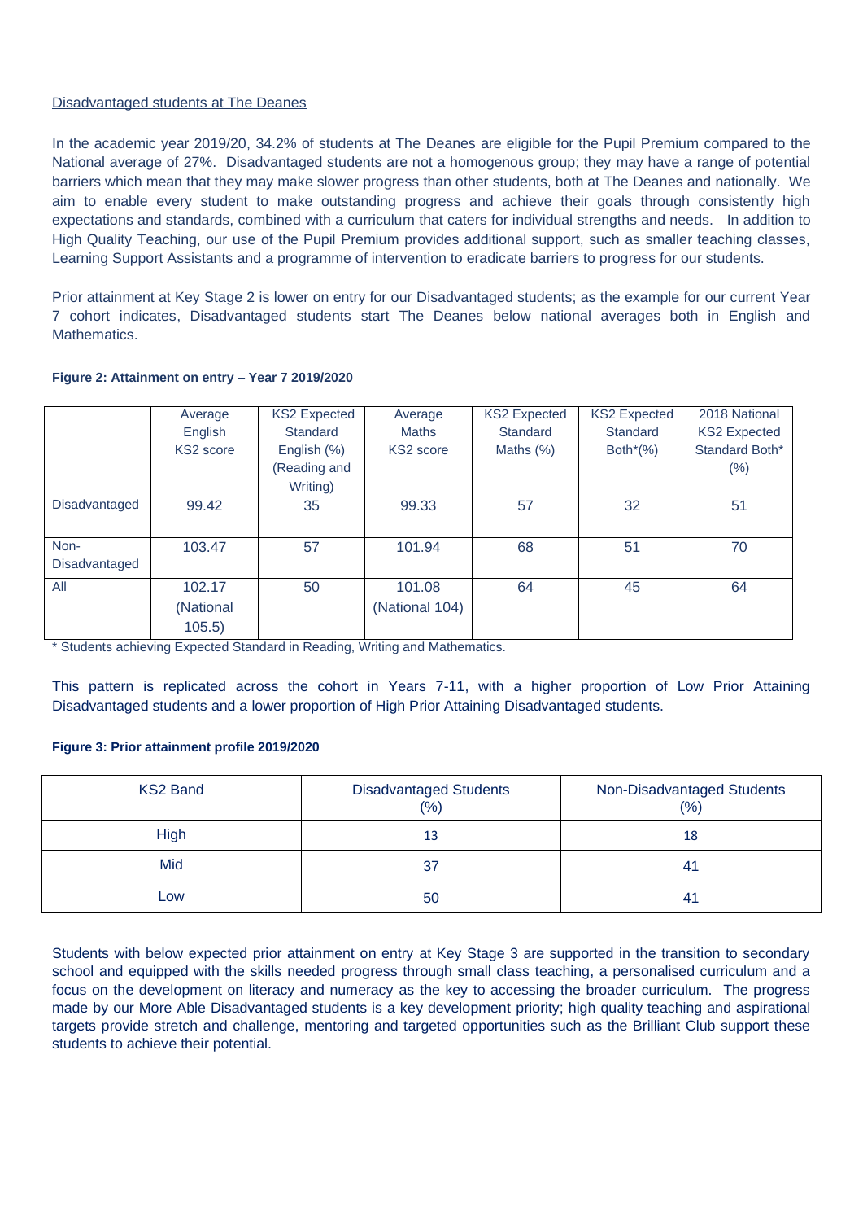Disadvantaged students at The Deanes

In the academic year 2019/20, 34.2% of students at The Deanes are eligible for the Pupil Premium compared to the National average of 27%. Disadvantaged students are not a homogenous group; they may have a range of potential barriers which mean that they may make slower progress than other students, both at The Deanes and nationally. We aim to enable every student to make outstanding progress and achieve their goals through consistently high expectations and standards, combined with a curriculum that caters for individual strengths and needs. In addition to High Quality Teaching, our use of the Pupil Premium provides additional support, such as smaller teaching classes, Learning Support Assistants and a programme of intervention to eradicate barriers to progress for our students.

Prior attainment at Key Stage 2 is lower on entry for our Disadvantaged students; as the example for our current Year 7 cohort indicates, Disadvantaged students start The Deanes below national averages both in English and Mathematics.

**Figure 2: Attainment on entry – Year 7 2019/2020**

| | Average English KS2 score | KS2 Expected Standard English (%) (Reading and Writing) | Average Maths KS2 score | KS2 Expected Standard Maths (%) | KS2 Expected Standard Both*(%) | 2018 National KS2 Expected Standard Both* (%) |
|---|---|---|---|---|---|---|
| Disadvantaged | 99.42 | 35 | 99.33 | 57 | 32 | 51 |
| Non-Disadvantaged | 103.47 | 57 | 101.94 | 68 | 51 | 70 |
| All | 102.17 (National 105.5) | 50 | 101.08 (National 104) | 64 | 45 | 64 |

\* Students achieving Expected Standard in Reading, Writing and Mathematics.

This pattern is replicated across the cohort in Years 7-11, with a higher proportion of Low Prior Attaining Disadvantaged students and a lower proportion of High Prior Attaining Disadvantaged students.

**Figure 3: Prior attainment profile 2019/2020**

| KS2 Band | Disadvantaged Students (%) | Non-Disadvantaged Students (%) |
|---|---|---|
| High | 13 | 18 |
| Mid | 37 | 41 |
| Low | 50 | 41 |

Students with below expected prior attainment on entry at Key Stage 3 are supported in the transition to secondary school and equipped with the skills needed progress through small class teaching, a personalised curriculum and a focus on the development on literacy and numeracy as the key to accessing the broader curriculum. The progress made by our More Able Disadvantaged students is a key development priority; high quality teaching and aspirational targets provide stretch and challenge, mentoring and targeted opportunities such as the Brilliant Club support these students to achieve their potential.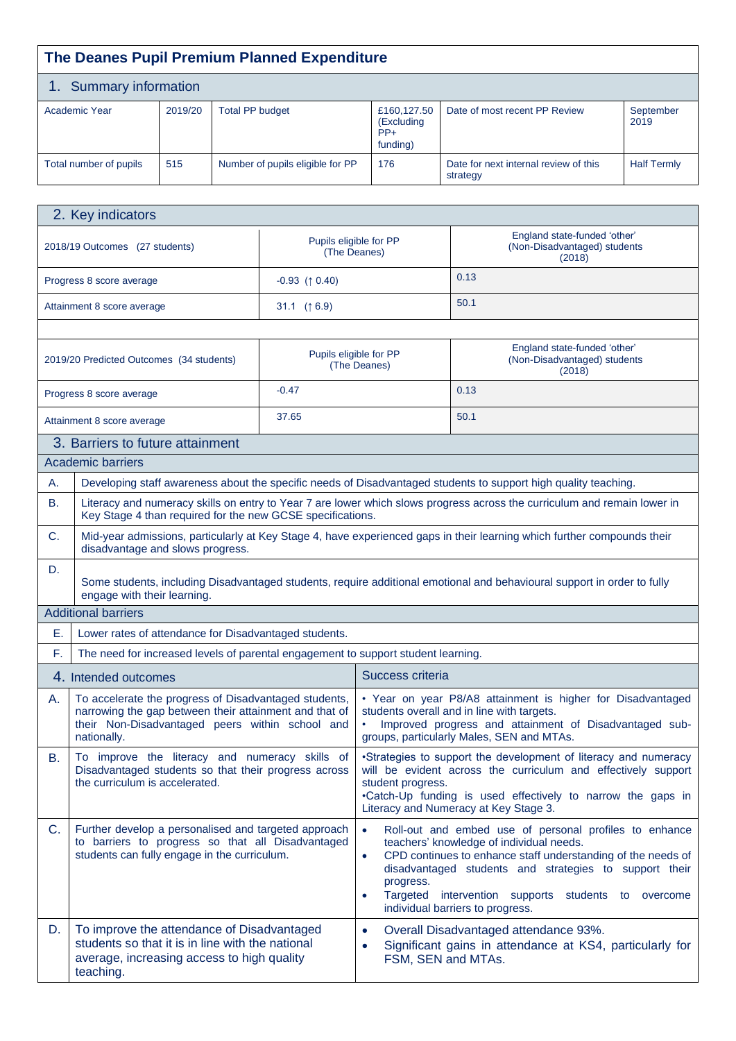# The Deanes Pupil Premium Planned Expenditure

## 1. Summary information

| Academic Year | 2019/20 | Total PP budget | £160,127.50 (Excluding PP+ funding) | Date of most recent PP Review | September 2019 |
|---|---|---|---|---|---|
| Total number of pupils | 515 | Number of pupils eligible for PP | 176 | Date for next internal review of this strategy | Half Termly |

## 2. Key indicators

| 2018/19 Outcomes (27 students) | Pupils eligible for PP (The Deanes) | England state-funded 'other' (Non-Disadvantaged) students (2018) |
|---|---|---|
| Progress 8 score average | -0.93 (↑ 0.40) | 0.13 |
| Attainment 8 score average | 31.1 (↑ 6.9) | 50.1 |

| 2019/20 Predicted Outcomes (34 students) | Pupils eligible for PP (The Deanes) | England state-funded 'other' (Non-Disadvantaged) students (2018) |
|---|---|---|
| Progress 8 score average | -0.47 | 0.13 |
| Attainment 8 score average | 37.65 | 50.1 |

## 3. Barriers to future attainment

**Academic barriers**

| | |
|---|---|
| A. | Developing staff awareness about the specific needs of Disadvantaged students to support high quality teaching. |
| B. | Literacy and numeracy skills on entry to Year 7 are lower which slows progress across the curriculum and remain lower in Key Stage 4 than required for the new GCSE specifications. |
| C. | Mid-year admissions, particularly at Key Stage 4, have experienced gaps in their learning which further compounds their disadvantage and slows progress. |
| D. | Some students, including Disadvantaged students, require additional emotional and behavioural support in order to fully engage with their learning. |

**Additional barriers**

| | |
|---|---|
| E. | Lower rates of attendance for Disadvantaged students. |
| F. | The need for increased levels of parental engagement to support student learning. |

## 4. Intended outcomes

| | Intended outcomes | Success criteria |
|---|---|---|
| A. | To accelerate the progress of Disadvantaged students, narrowing the gap between their attainment and that of their Non-Disadvantaged peers within school and nationally. | • Year on year P8/A8 attainment is higher for Disadvantaged students overall and in line with targets.<br>• Improved progress and attainment of Disadvantaged sub-groups, particularly Males, SEN and MTAs. |
| B. | To improve the literacy and numeracy skills of Disadvantaged students so that their progress across the curriculum is accelerated. | •Strategies to support the development of literacy and numeracy will be evident across the curriculum and effectively support student progress.<br>•Catch-Up funding is used effectively to narrow the gaps in Literacy and Numeracy at Key Stage 3. |
| C. | Further develop a personalised and targeted approach to barriers to progress so that all Disadvantaged students can fully engage in the curriculum. | • Roll-out and embed use of personal profiles to enhance teachers' knowledge of individual needs.<br>• CPD continues to enhance staff understanding of the needs of disadvantaged students and strategies to support their progress.<br>• Targeted intervention supports students to overcome individual barriers to progress. |
| D. | To improve the attendance of Disadvantaged students so that it is in line with the national average, increasing access to high quality teaching. | • Overall Disadvantaged attendance 93%.<br>• Significant gains in attendance at KS4, particularly for FSM, SEN and MTAs. |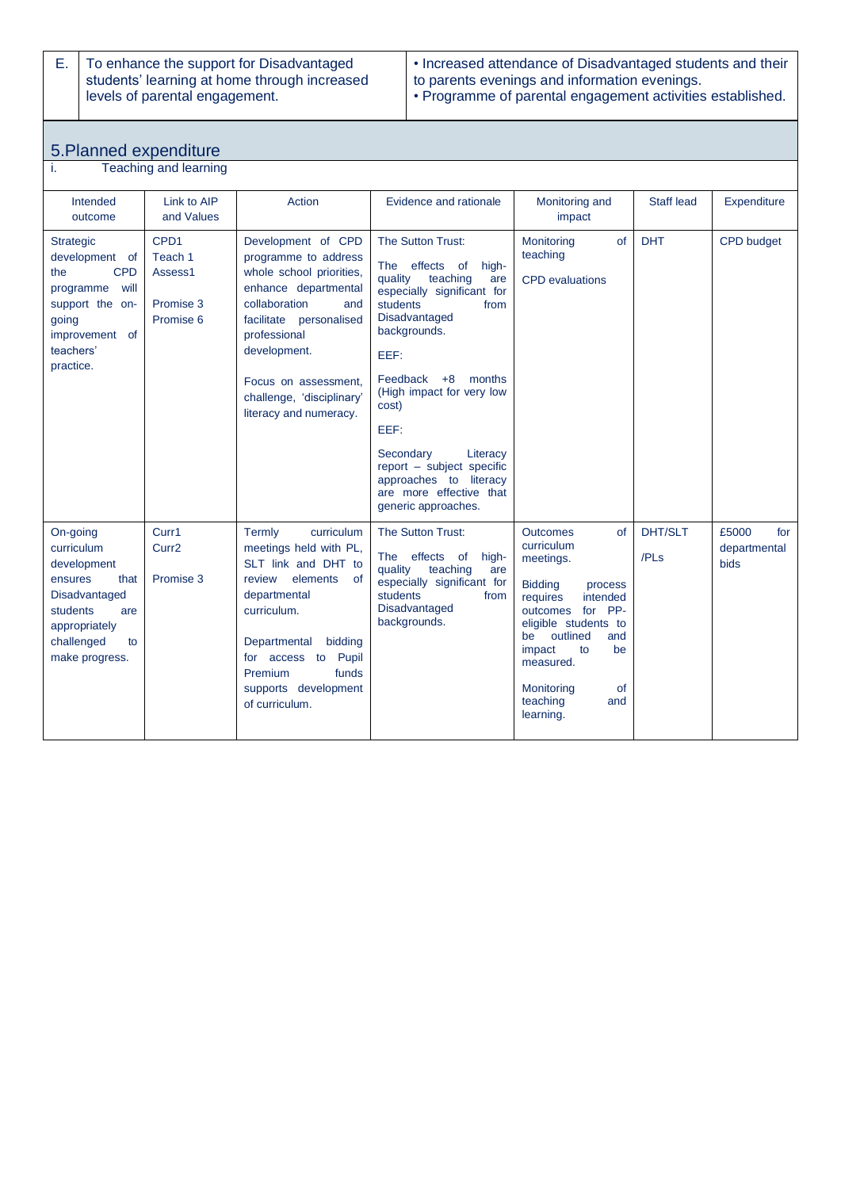| E. | To enhance the support for Disadvantaged students' learning at home through increased levels of parental engagement. | • Increased attendance of Disadvantaged students and their to parents evenings and information evenings.<br>• Programme of parental engagement activities established. |
|---|---|---|

## 5.Planned expenditure

i. Teaching and learning

| Intended outcome | Link to AIP and Values | Action | Evidence and rationale | Monitoring and impact | Staff lead | Expenditure |
|---|---|---|---|---|---|---|
| Strategic development of the CPD programme will support the on-going improvement of teachers' practice. | CPD1<br>Teach 1<br>Assess1<br><br>Promise 3<br>Promise 6 | Development of CPD programme to address whole school priorities, enhance departmental collaboration and facilitate personalised professional development.<br><br>Focus on assessment, challenge, 'disciplinary' literacy and numeracy. | The Sutton Trust:<br>The effects of high-quality teaching are especially significant for students from Disadvantaged backgrounds.<br>EEF:<br>Feedback +8 months (High impact for very low cost)<br>EEF:<br>Secondary Literacy report – subject specific approaches to literacy are more effective that generic approaches. | Monitoring of teaching<br><br>CPD evaluations | DHT | CPD budget |
| On-going curriculum development ensures that Disadvantaged students are appropriately challenged to make progress. | Curr1<br>Curr2<br><br>Promise 3 | Termly curriculum meetings held with PL, SLT link and DHT to review elements of departmental curriculum.<br><br>Departmental bidding for access to Pupil Premium funds supports development of curriculum. | The Sutton Trust:<br>The effects of high-quality teaching are especially significant for students from Disadvantaged backgrounds. | Outcomes of curriculum meetings.<br><br>Bidding process requires intended outcomes for PP-eligible students to be outlined and impact to be measured.<br><br>Monitoring of teaching and learning. | DHT/SLT /PLs | £5000 for departmental bids |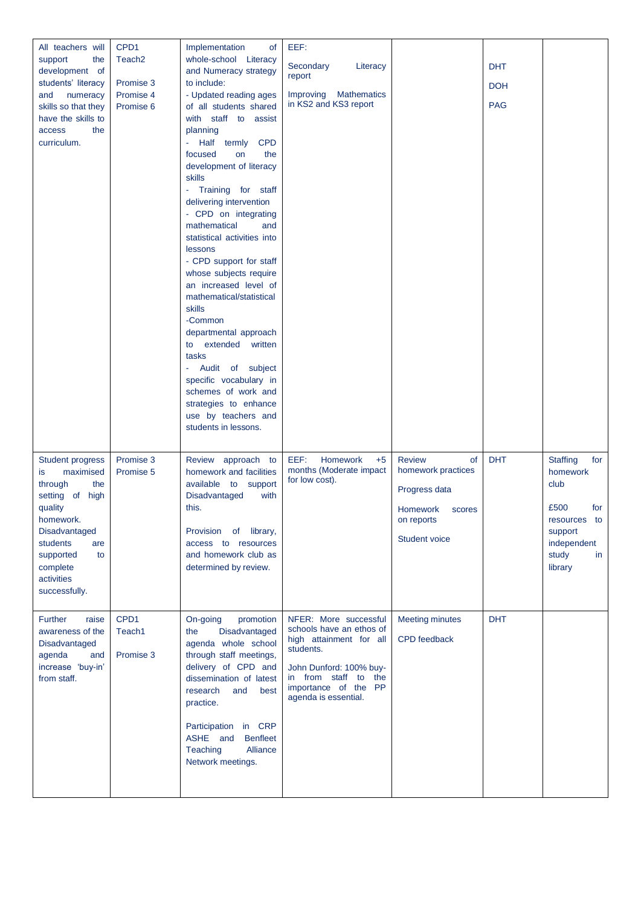| | | | | | | |
|---|---|---|---|---|---|---|
| All teachers will support the development of students' literacy and numeracy skills so that they have the skills to access the curriculum. | CPD1<br>Teach2<br><br>Promise 3<br>Promise 4<br>Promise 6 | Implementation of whole-school Literacy and Numeracy strategy to include:<br>- Updated reading ages of all students shared with staff to assist planning<br>- Half termly CPD focused on the development of literacy skills<br>- Training for staff delivering intervention<br>- CPD on integrating mathematical and statistical activities into lessons<br>- CPD support for staff whose subjects require an increased level of mathematical/statistical skills<br>-Common departmental approach to extended written tasks<br>- Audit of subject specific vocabulary in schemes of work and strategies to enhance use by teachers and students in lessons. | EEF:<br><br>Secondary Literacy report<br><br>Improving Mathematics in KS2 and KS3 report | | DHT<br><br>DOH<br><br>PAG | |
| Student progress is maximised through the setting of high quality homework. Disadvantaged students are supported to complete activities successfully. | Promise 3<br>Promise 5 | Review approach to homework and facilities available to support Disadvantaged with this.<br><br>Provision of library, access to resources and homework club as determined by review. | EEF: Homework +5 months (Moderate impact for low cost). | Review of homework practices<br><br>Progress data<br><br>Homework scores on reports<br><br>Student voice | DHT | Staffing for homework club<br><br>£500 for resources to support independent study in library |
| Further raise awareness of the Disadvantaged agenda and increase 'buy-in' from staff. | CPD1<br>Teach1<br><br>Promise 3 | On-going promotion the Disadvantaged agenda whole school through staff meetings, delivery of CPD and dissemination of latest research and best practice.<br><br>Participation in CRP ASHE and Benfleet Teaching Alliance Network meetings. | NFER: More successful schools have an ethos of high attainment for all students.<br><br>John Dunford: 100% buy-in from staff to the importance of the PP agenda is essential. | Meeting minutes<br><br>CPD feedback | DHT | |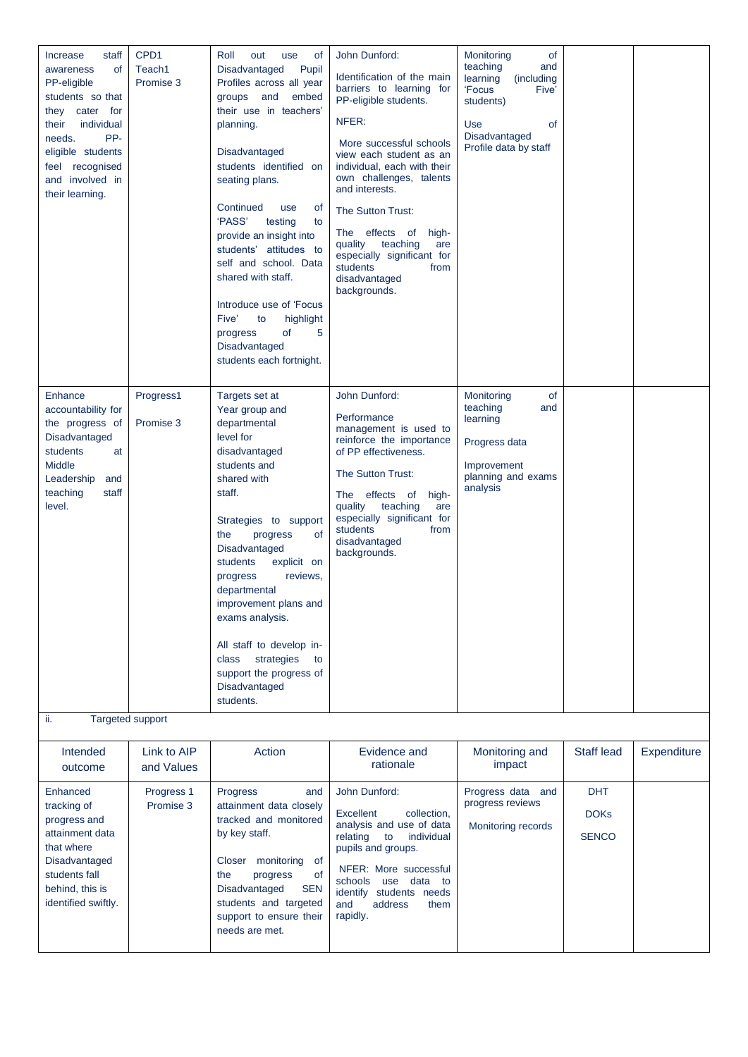| | | | | | | |
|---|---|---|---|---|---|---|
| Increase staff awareness of PP-eligible students so that they cater for their individual needs. PP-eligible students feel recognised and involved in their learning. | CPD1<br>Teach1<br>Promise 3 | Roll out use of Disadvantaged Pupil Profiles across all year groups and embed their use in teachers' planning.<br><br>Disadvantaged students identified on seating plans.<br><br>Continued use of 'PASS' testing to provide an insight into students' attitudes to self and school. Data shared with staff.<br><br>Introduce use of 'Focus Five' to highlight progress of 5 Disadvantaged students each fortnight. | John Dunford:<br><br>Identification of the main barriers to learning for PP-eligible students.<br><br>NFER:<br><br>More successful schools view each student as an individual, each with their own challenges, talents and interests.<br><br>The Sutton Trust:<br><br>The effects of high-quality teaching are especially significant for students from disadvantaged backgrounds. | Monitoring of teaching and learning (including 'Focus Five' students)<br><br>Use of Disadvantaged Profile data by staff | | |
| Enhance accountability for the progress of Disadvantaged students at Middle Leadership and teaching staff level. | Progress1<br><br>Promise 3 | Targets set at Year group and departmental level for disadvantaged students and shared with staff.<br><br>Strategies to support the progress of Disadvantaged students explicit on progress reviews, departmental improvement plans and exams analysis.<br><br>All staff to develop in-class strategies to support the progress of Disadvantaged students. | John Dunford:<br><br>Performance management is used to reinforce the importance of PP effectiveness.<br><br>The Sutton Trust:<br><br>The effects of high-quality teaching are especially significant for students from disadvantaged backgrounds. | Monitoring of teaching and learning<br><br>Progress data<br><br>Improvement planning and exams analysis | | |

ii. Targeted support

| Intended outcome | Link to AIP and Values | Action | Evidence and rationale | Monitoring and impact | Staff lead | Expenditure |
|---|---|---|---|---|---|---|
| Enhanced tracking of progress and attainment data that where Disadvantaged students fall behind, this is identified swiftly. | Progress 1<br>Promise 3 | Progress and attainment data closely tracked and monitored by key staff.<br><br>Closer monitoring of the progress of Disadvantaged SEN students and targeted support to ensure their needs are met. | John Dunford:<br><br>Excellent collection, analysis and use of data relating to individual pupils and groups.<br><br>NFER: More successful schools use data to identify students needs and address them rapidly. | Progress data and progress reviews<br><br>Monitoring records | DHT<br><br>DOKs<br><br>SENCO | |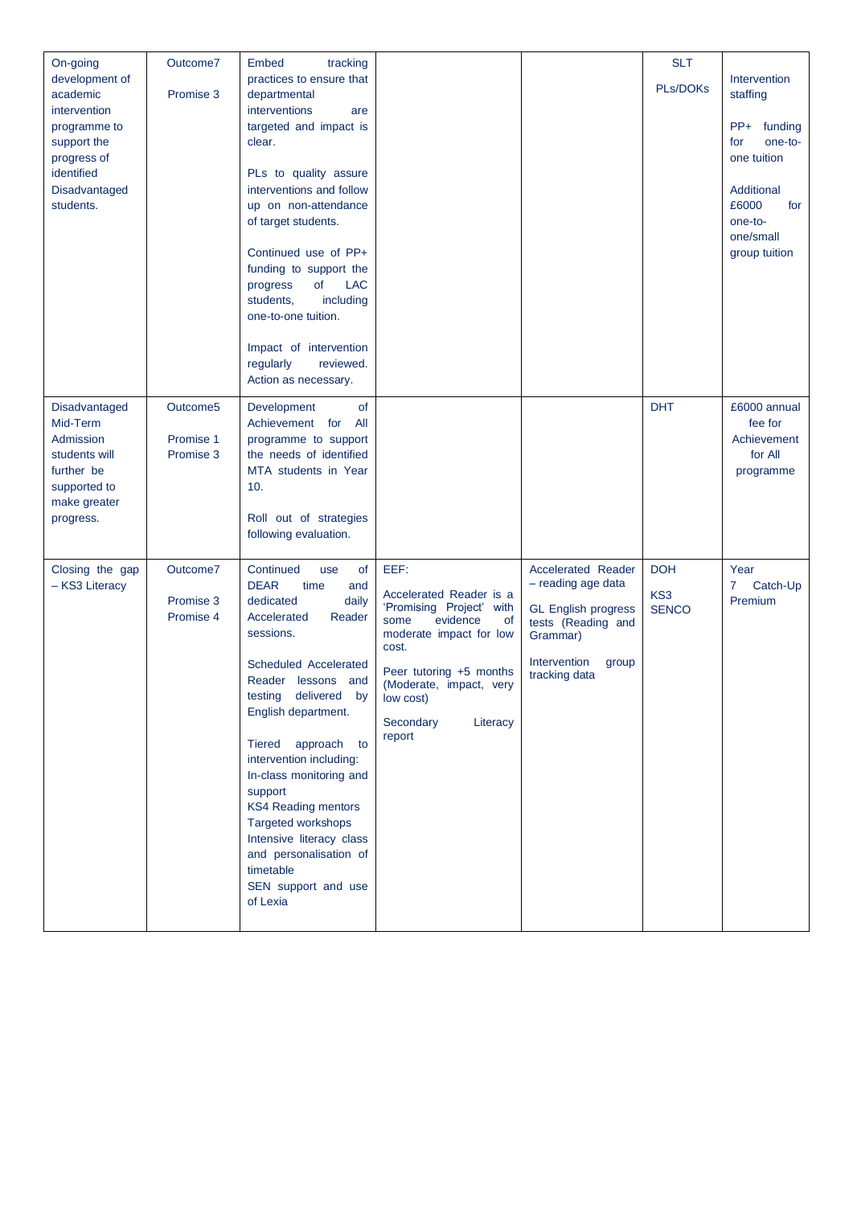| | | | | | | |
|---|---|---|---|---|---|---|
| On-going development of academic intervention programme to support the progress of identified Disadvantaged students. | Outcome7<br><br>Promise 3 | Embed tracking practices to ensure that departmental interventions are targeted and impact is clear.<br><br>PLs to quality assure interventions and follow up on non-attendance of target students.<br><br>Continued use of PP+ funding to support the progress of LAC students, including one-to-one tuition.<br><br>Impact of intervention regularly reviewed. Action as necessary. | | | SLT<br><br>PLs/DOKs | Intervention staffing<br><br>PP+ funding for one-to-one tuition<br><br>Additional £6000 for one-to-one/small group tuition |
| Disadvantaged Mid-Term Admission students will further be supported to make greater progress. | Outcome5<br><br>Promise 1<br>Promise 3 | Development of Achievement for All programme to support the needs of identified MTA students in Year 10.<br><br>Roll out of strategies following evaluation. | | | DHT | £6000 annual fee for Achievement for All programme |
| Closing the gap – KS3 Literacy | Outcome7<br><br>Promise 3<br>Promise 4 | Continued use of DEAR time and dedicated daily Accelerated Reader sessions.<br><br>Scheduled Accelerated Reader lessons and testing delivered by English department.<br><br>Tiered approach to intervention including:<br>In-class monitoring and support<br>KS4 Reading mentors<br>Targeted workshops<br>Intensive literacy class and personalisation of timetable<br>SEN support and use of Lexia | EEF:<br><br>Accelerated Reader is a 'Promising Project' with some evidence of moderate impact for low cost.<br><br>Peer tutoring +5 months (Moderate, impact, very low cost)<br><br>Secondary Literacy report | Accelerated Reader – reading age data<br><br>GL English progress tests (Reading and Grammar)<br><br>Intervention group tracking data | DOH<br><br>KS3 SENCO | Year 7 Catch-Up Premium |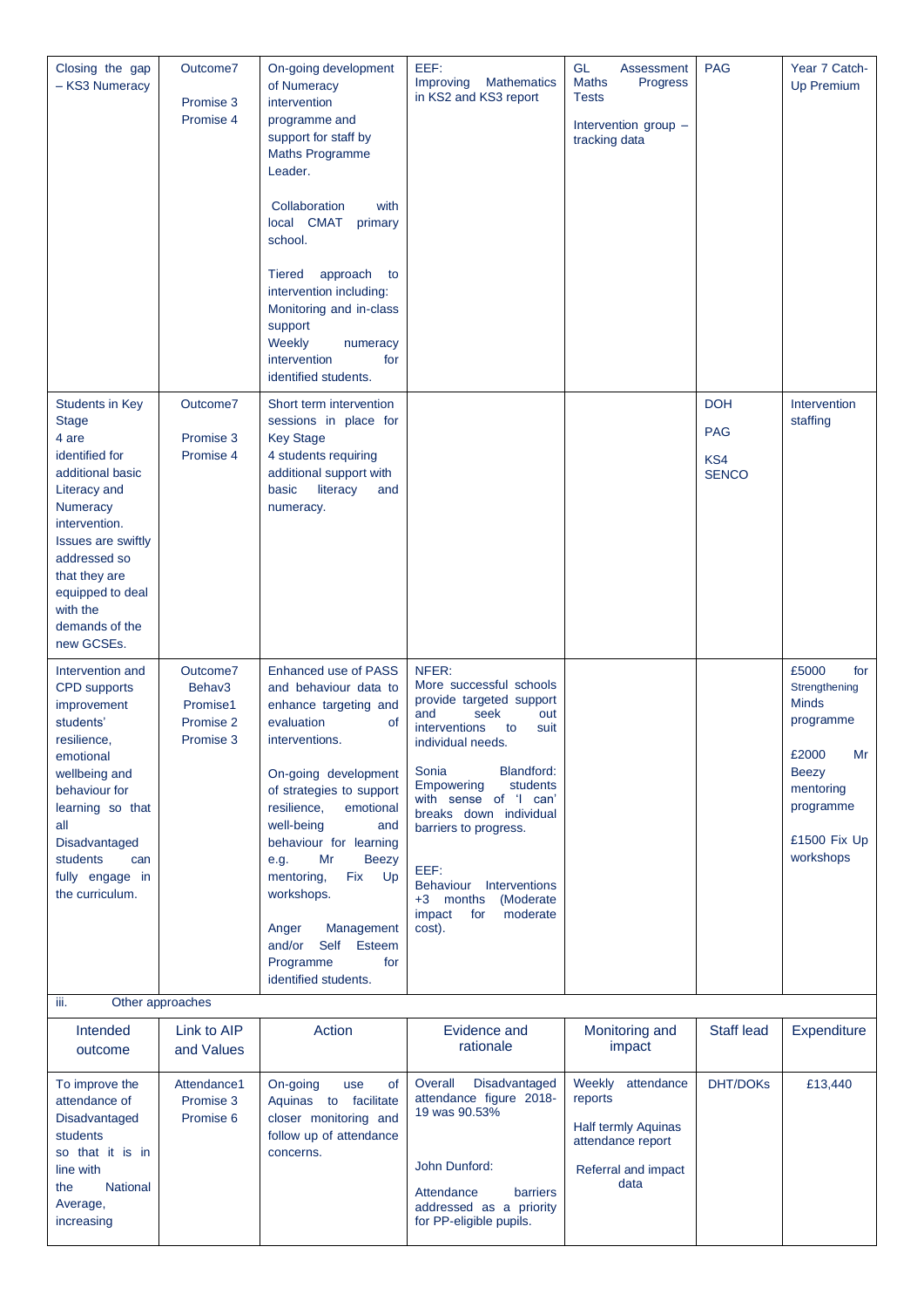| Closing the gap – KS3 Numeracy | Outcome7<br><br>Promise 3<br>Promise 4 | On-going development of Numeracy intervention programme and support for staff by Maths Programme Leader.<br><br>Collaboration with local CMAT primary school.<br><br>Tiered approach to intervention including: Monitoring and in-class support<br>Weekly numeracy intervention for identified students. | EEF:<br>Improving Mathematics in KS2 and KS3 report | GL Assessment Maths Progress Tests<br><br>Intervention group – tracking data | PAG | Year 7 Catch-Up Premium |
|---|---|---|---|---|---|---|
| Students in Key Stage 4 are identified for additional basic Literacy and Numeracy intervention. Issues are swiftly addressed so that they are equipped to deal with the demands of the new GCSEs. | Outcome7<br><br>Promise 3<br>Promise 4 | Short term intervention sessions in place for Key Stage 4 students requiring additional support with basic literacy and numeracy. | | | DOH<br><br>PAG<br><br>KS4 SENCO | Intervention staffing |
| Intervention and CPD supports improvement students' resilience, emotional wellbeing and behaviour for learning so that all Disadvantaged students can fully engage in the curriculum. | Outcome7<br>Behav3<br>Promise1<br>Promise 2<br>Promise 3 | Enhanced use of PASS and behaviour data to enhance targeting and evaluation of interventions.<br><br>On-going development of strategies to support resilience, emotional well-being and behaviour for learning e.g. Mr Beezy mentoring, Fix Up workshops.<br><br>Anger Management and/or Self Esteem Programme for identified students. | NFER:<br>More successful schools provide targeted support and seek out interventions to suit individual needs.<br><br>Sonia Blandford: Empowering students with sense of 'I can' breaks down individual barriers to progress.<br><br>EEF:<br>Behaviour Interventions +3 months (Moderate impact for moderate cost). | | | £5000 for Strengthening Minds programme<br><br>£2000 Mr Beezy mentoring programme<br><br>£1500 Fix Up workshops |

iii. Other approaches

| Intended outcome | Link to AIP and Values | Action | Evidence and rationale | Monitoring and impact | Staff lead | Expenditure |
|---|---|---|---|---|---|---|
| To improve the attendance of Disadvantaged students so that it is in line with the National Average, increasing | Attendance1<br>Promise 3<br>Promise 6 | On-going use of Aquinas to facilitate closer monitoring and follow up of attendance concerns. | Overall Disadvantaged attendance figure 2018-19 was 90.53%<br><br>John Dunford:<br><br>Attendance barriers addressed as a priority for PP-eligible pupils. | Weekly attendance reports<br><br>Half termly Aquinas attendance report<br><br>Referral and impact data | DHT/DOKs | £13,440 |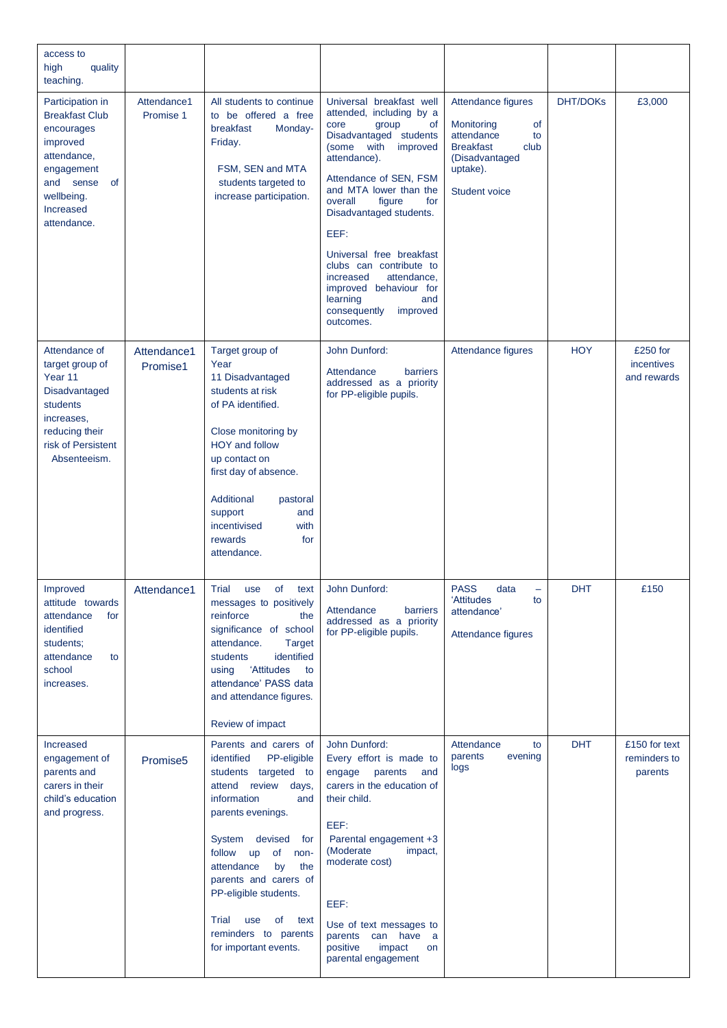| access to high quality teaching. | | | | | | |
|---|---|---|---|---|---|---|
| Participation in Breakfast Club encourages improved attendance, engagement and sense of wellbeing. Increased attendance. | Attendance1 Promise 1 | All students to continue to be offered a free breakfast Monday-Friday.<br><br>FSM, SEN and MTA students targeted to increase participation. | Universal breakfast well attended, including by a core group of Disadvantaged students (some with improved attendance).<br><br>Attendance of SEN, FSM and MTA lower than the overall figure for Disadvantaged students.<br><br>EEF:<br><br>Universal free breakfast clubs can contribute to increased attendance, improved behaviour for learning and consequently improved outcomes. | Attendance figures<br><br>Monitoring of attendance to Breakfast club (Disadvantaged uptake).<br><br>Student voice | DHT/DOKs | £3,000 |
| Attendance of target group of Year 11 Disadvantaged students increases, reducing their risk of Persistent Absenteeism. | Attendance1 Promise1 | Target group of Year 11 Disadvantaged students at risk of PA identified.<br><br>Close monitoring by HOY and follow up contact on first day of absence.<br><br>Additional pastoral support and incentivised with rewards for attendance. | John Dunford:<br><br>Attendance barriers addressed as a priority for PP-eligible pupils. | Attendance figures | HOY | £250 for incentives and rewards |
| Improved attitude towards attendance for identified students; attendance to school increases. | Attendance1 | Trial use of text messages to positively reinforce the significance of school attendance. Target students identified using 'Attitudes to attendance' PASS data and attendance figures.<br><br>Review of impact | John Dunford:<br><br>Attendance barriers addressed as a priority for PP-eligible pupils. | PASS data – 'Attitudes to attendance'<br><br>Attendance figures | DHT | £150 |
| Increased engagement of parents and carers in their child's education and progress. | Promise5 | Parents and carers of identified PP-eligible students targeted to attend review days, information and parents evenings.<br><br>System devised for follow up of non-attendance by the parents and carers of PP-eligible students.<br><br>Trial use of text reminders to parents for important events. | John Dunford:<br>Every effort is made to engage parents and carers in the education of their child.<br><br>EEF:<br>Parental engagement +3 (Moderate impact, moderate cost)<br><br>EEF:<br><br>Use of text messages to parents can have a positive impact on parental engagement | Attendance to parents evening logs | DHT | £150 for text reminders to parents |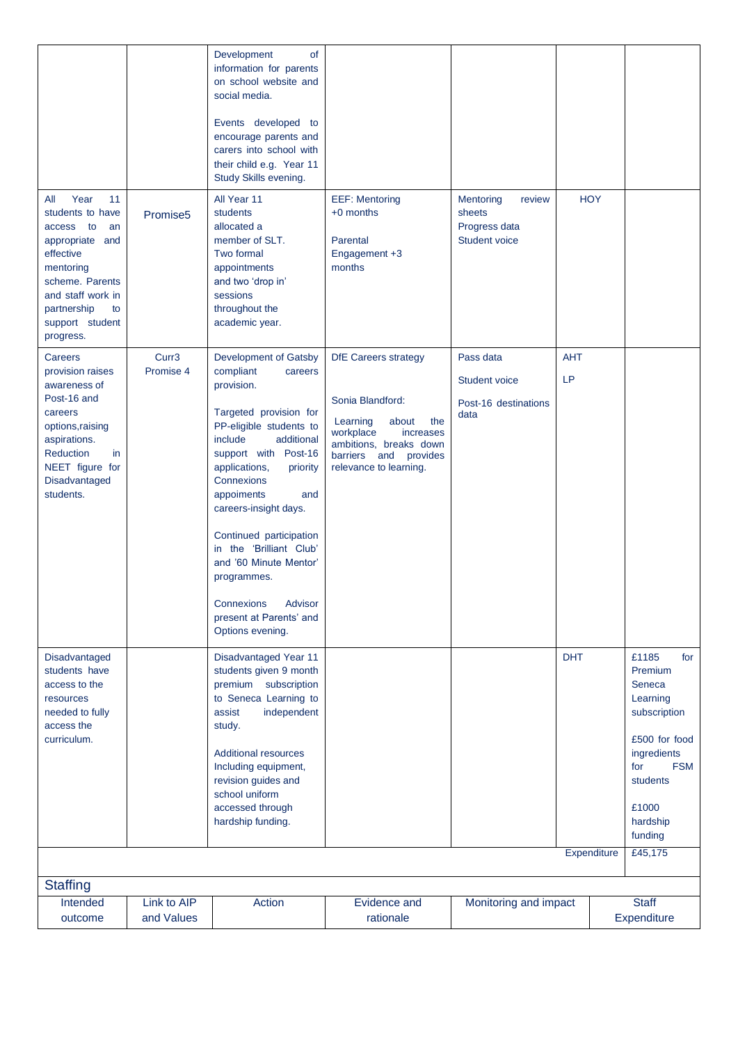| | | | | | | |
|---|---|---|---|---|---|---|
| | | Development of information for parents on school website and social media.<br><br>Events developed to encourage parents and carers into school with their child e.g. Year 11 Study Skills evening. | | | | |
| All Year 11 students to have access to an appropriate and effective mentoring scheme. Parents and staff work in partnership to support student progress. | Promise5 | All Year 11 students allocated a member of SLT. Two formal appointments and two 'drop in' sessions throughout the academic year. | EEF: Mentoring +0 months<br><br>Parental Engagement +3 months | Mentoring review sheets<br>Progress data<br>Student voice | HOY | |
| Careers provision raises awareness of Post-16 and careers options,raising aspirations. Reduction in NEET figure for Disadvantaged students. | Curr3<br>Promise 4 | Development of Gatsby compliant careers provision.<br><br>Targeted provision for PP-eligible students to include additional support with Post-16 applications, priority Connexions appoiments and careers-insight days.<br><br>Continued participation in the 'Brilliant Club' and '60 Minute Mentor' programmes.<br><br>Connexions Advisor present at Parents' and Options evening. | DfE Careers strategy<br><br>Sonia Blandford:<br><br>Learning about the workplace increases ambitions, breaks down barriers and provides relevance to learning. | Pass data<br><br>Student voice<br><br>Post-16 destinations data | AHT<br><br>LP | |
| Disadvantaged students have access to the resources needed to fully access the curriculum. | | Disadvantaged Year 11 students given 9 month premium subscription to Seneca Learning to assist independent study.<br><br>Additional resources Including equipment, revision guides and school uniform accessed through hardship funding. | | | DHT | £1185 for Premium Seneca Learning subscription<br><br>£500 for food ingredients for FSM students<br><br>£1000 hardship funding |
| | | | | | Expenditure | £45,175 |

## Staffing

| Intended outcome | Link to AIP and Values | Action | Evidence and rationale | Monitoring and impact | Staff Expenditure |
|---|---|---|---|---|---|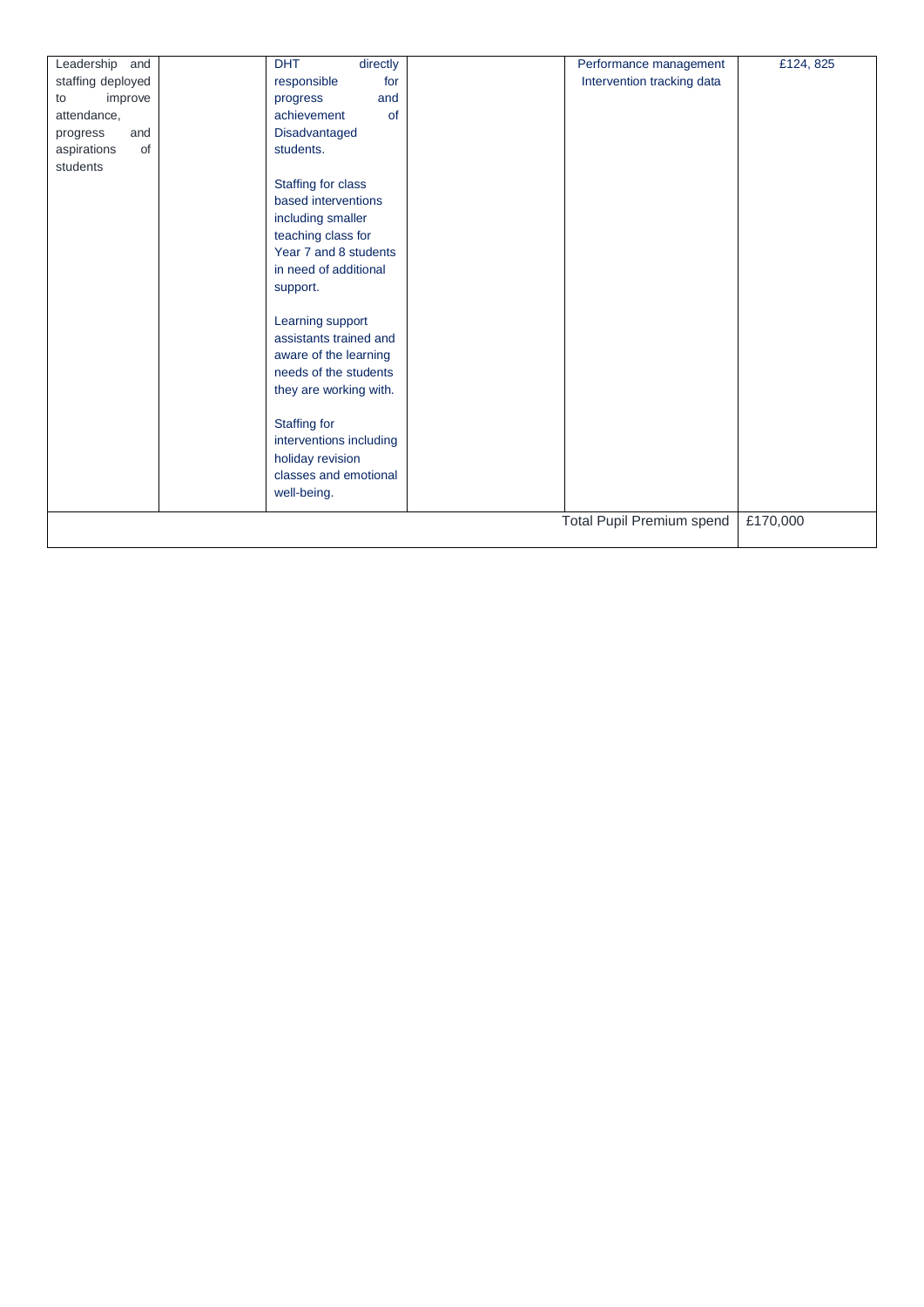| | | | | | |
|---|---|---|---|---|---|
| Leadership and staffing deployed to improve attendance, progress and aspirations of students | | DHT directly responsible for progress and achievement of Disadvantaged students.<br><br>Staffing for class based interventions including smaller teaching class for Year 7 and 8 students in need of additional support.<br><br>Learning support assistants trained and aware of the learning needs of the students they are working with.<br><br>Staffing for interventions including holiday revision classes and emotional well-being. | | Performance management<br>Intervention tracking data | £124, 825 |
| | | | | Total Pupil Premium spend | £170,000 |